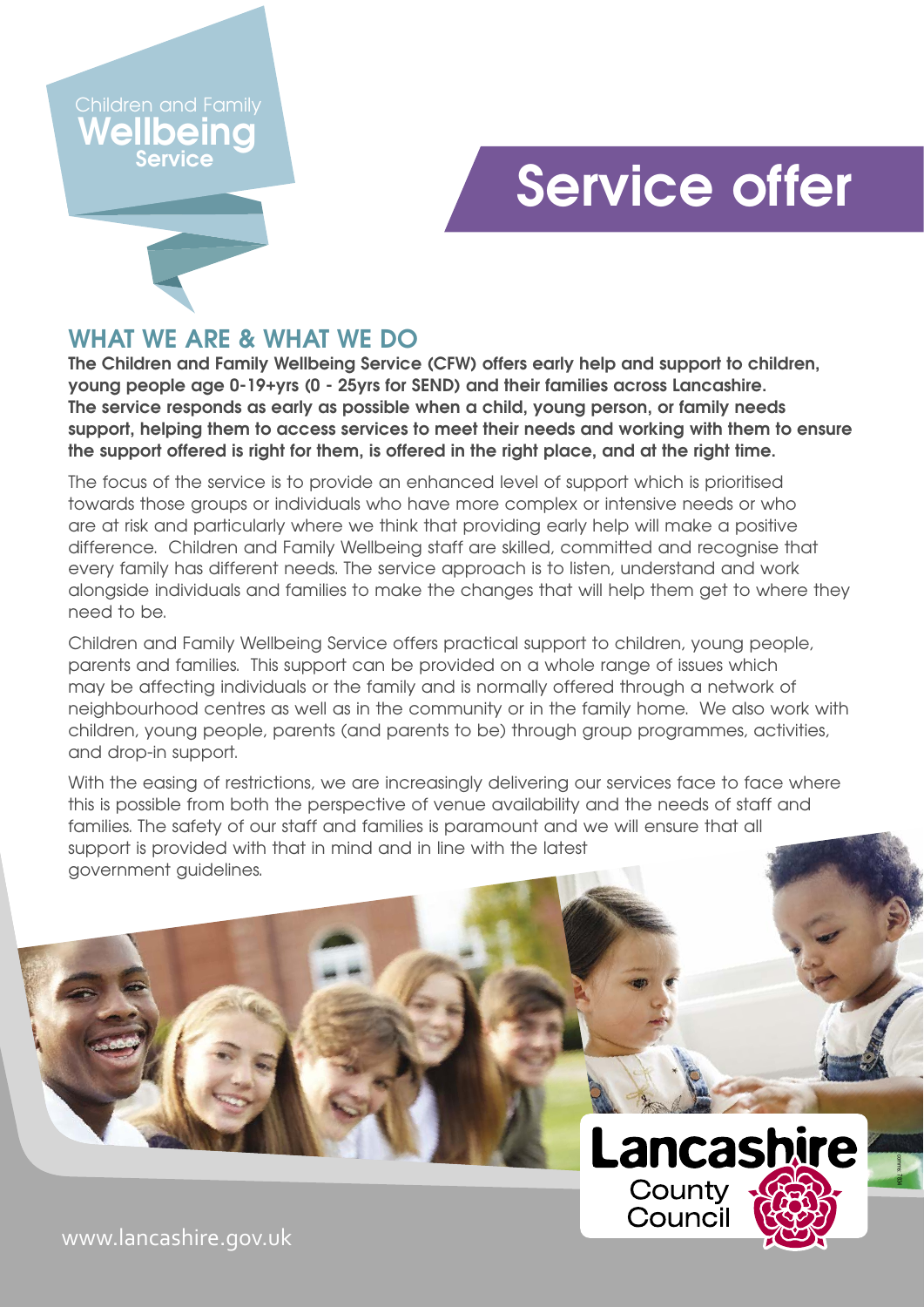Children and Family
**Wellbeing**
**Service**

# Service offer

## WHAT WE ARE & WHAT WE DO

**The Children and Family Wellbeing Service (CFW) offers early help and support to children, young people age 0-19+yrs (0 - 25yrs for SEND) and their families across Lancashire. The service responds as early as possible when a child, young person, or family needs support, helping them to access services to meet their needs and working with them to ensure the support offered is right for them, is offered in the right place, and at the right time.**

The focus of the service is to provide an enhanced level of support which is prioritised towards those groups or individuals who have more complex or intensive needs or who are at risk and particularly where we think that providing early help will make a positive difference. Children and Family Wellbeing staff are skilled, committed and recognise that every family has different needs. The service approach is to listen, understand and work alongside individuals and families to make the changes that will help them get to where they need to be.

Children and Family Wellbeing Service offers practical support to children, young people, parents and families. This support can be provided on a whole range of issues which may be affecting individuals or the family and is normally offered through a network of neighbourhood centres as well as in the community or in the family home. We also work with children, young people, parents (and parents to be) through group programmes, activities, and drop-in support.

With the easing of restrictions, we are increasingly delivering our services face to face where this is possible from both the perspective of venue availability and the needs of staff and families. The safety of our staff and families is paramount and we will ensure that all support is provided with that in mind and in line with the latest government guidelines.

Lancashire County Council

www.lancashire.gov.uk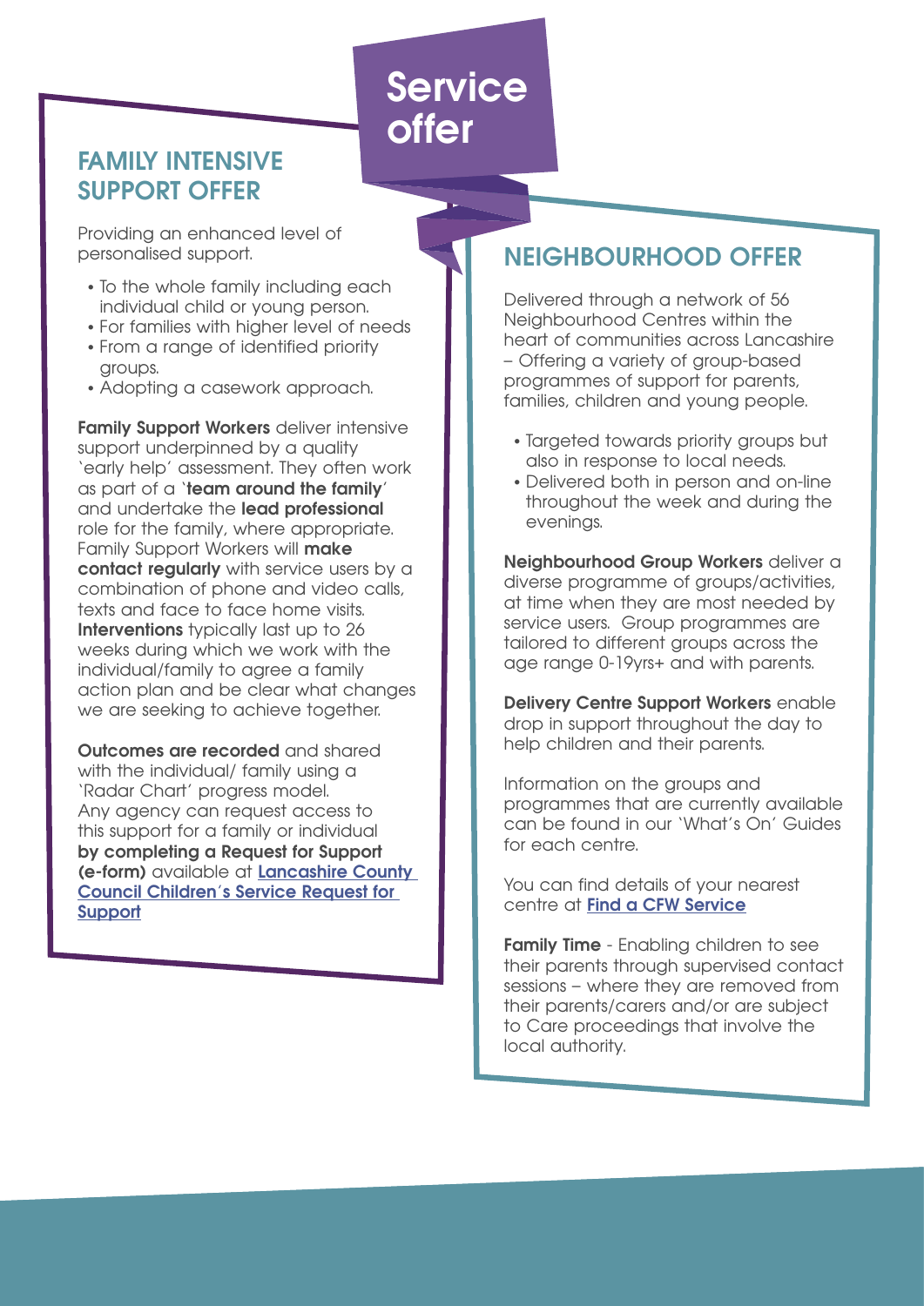# Service offer

## FAMILY INTENSIVE SUPPORT OFFER

Providing an enhanced level of personalised support.

- To the whole family including each individual child or young person.
- For families with higher level of needs
- From a range of identified priority groups.
- Adopting a casework approach.

**Family Support Workers** deliver intensive support underpinned by a quality 'early help' assessment. They often work as part of a '**team around the family**' and undertake the **lead professional** role for the family, where appropriate. Family Support Workers will **make contact regularly** with service users by a combination of phone and video calls, texts and face to face home visits. **Interventions** typically last up to 26 weeks during which we work with the individual/family to agree a family action plan and be clear what changes we are seeking to achieve together.

**Outcomes are recorded** and shared with the individual/ family using a 'Radar Chart' progress model. Any agency can request access to this support for a family or individual **by completing a Request for Support (e-form)** available at **Lancashire County Council Children's Service Request for Support**

## NEIGHBOURHOOD OFFER

Delivered through a network of 56 Neighbourhood Centres within the heart of communities across Lancashire – Offering a variety of group-based programmes of support for parents, families, children and young people.

- Targeted towards priority groups but also in response to local needs.
- Delivered both in person and on-line throughout the week and during the evenings.

**Neighbourhood Group Workers** deliver a diverse programme of groups/activities, at time when they are most needed by service users. Group programmes are tailored to different groups across the age range 0-19yrs+ and with parents.

**Delivery Centre Support Workers** enable drop in support throughout the day to help children and their parents.

Information on the groups and programmes that are currently available can be found in our 'What's On' Guides for each centre.

You can find details of your nearest centre at **Find a CFW Service**

**Family Time** - Enabling children to see their parents through supervised contact sessions – where they are removed from their parents/carers and/or are subject to Care proceedings that involve the local authority.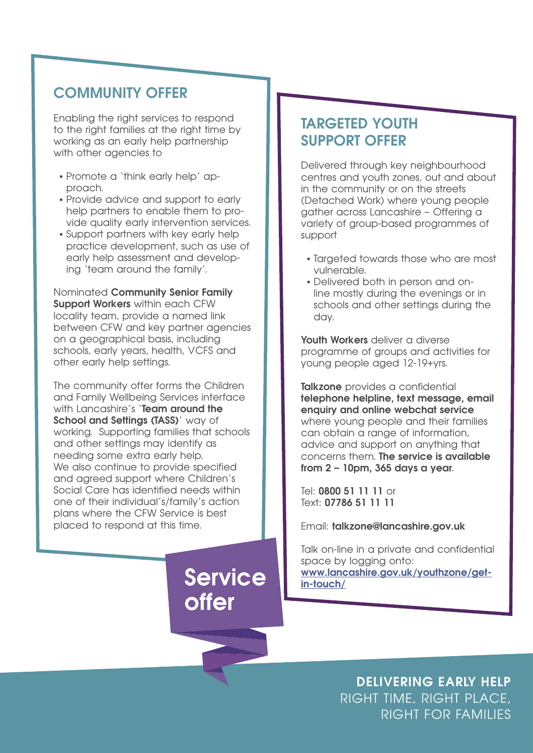## COMMUNITY OFFER

Enabling the right services to respond to the right families at the right time by working as an early help partnership with other agencies to

- Promote a 'think early help' approach.
- Provide advice and support to early help partners to enable them to provide quality early intervention services.
- Support partners with key early help practice development, such as use of early help assessment and developing 'team around the family'.

Nominated **Community Senior Family Support Workers** within each CFW locality team, provide a named link between CFW and key partner agencies on a geographical basis, including schools, early years, health, VCFS and other early help settings.

The community offer forms the Children and Family Wellbeing Services interface with Lancashire's '**Team around the School and Settings (TASS)**' way of working. Supporting families that schools and other settings may identify as needing some extra early help. We also continue to provide specified and agreed support where Children's Social Care has identified needs within one of their individual's/family's action plans where the CFW Service is best placed to respond at this time.

## TARGETED YOUTH SUPPORT OFFER

Delivered through key neighbourhood centres and youth zones, out and about in the community or on the streets (Detached Work) where young people gather across Lancashire – Offering a variety of group-based programmes of support

- Targeted towards those who are most vulnerable.
- Delivered both in person and on-line mostly during the evenings or in schools and other settings during the day.

**Youth Workers** deliver a diverse programme of groups and activities for young people aged 12-19+yrs.

**Talkzone** provides a confidential **telephone helpline, text message, email enquiry and online webchat service** where young people and their families can obtain a range of information, advice and support on anything that concerns them. **The service is available from 2 – 10pm, 365 days a year**.

Tel: **0800 51 11 11** or
Text: **07786 51 11 11**

Email: **talkzone@lancashire.gov.uk**

Talk on-line in a private and confidential space by logging onto:
[www.lancashire.gov.uk/youthzone/get-in-touch/](www.lancashire.gov.uk/youthzone/get-in-touch/)

# Service offer

**DELIVERING EARLY HELP**
RIGHT TIME, RIGHT PLACE, RIGHT FOR FAMILIES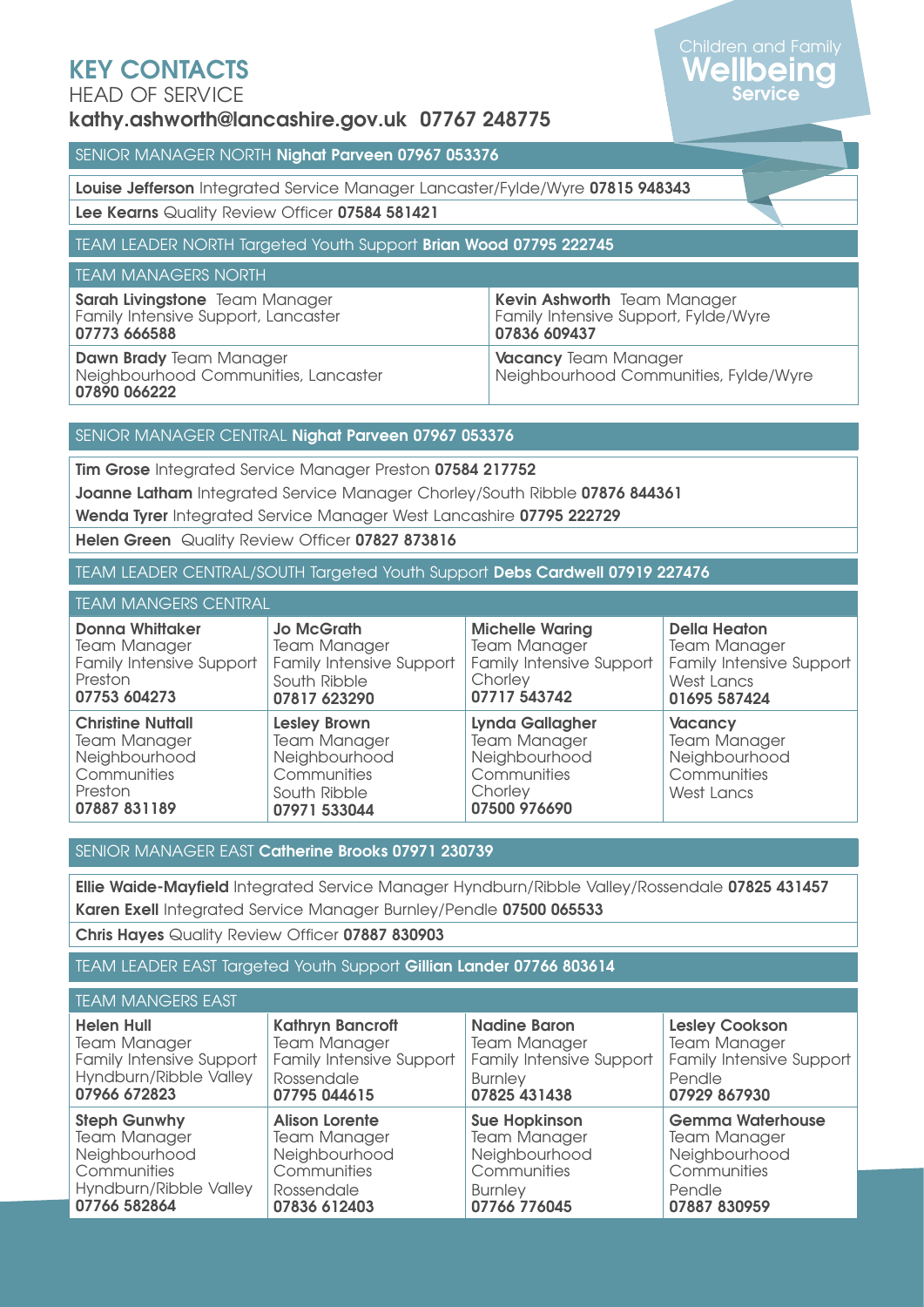# KEY CONTACTS

HEAD OF SERVICE

**kathy.ashworth@lancashire.gov.uk 07767 248775**

Children and Family **Wellbeing** Service

## SENIOR MANAGER NORTH **Nighat Parveen 07967 053376**

**Louise Jefferson** Integrated Service Manager Lancaster/Fylde/Wyre **07815 948343**

**Lee Kearns** Quality Review Officer **07584 581421**

## TEAM LEADER NORTH Targeted Youth Support **Brian Wood 07795 222745**

### TEAM MANAGERS NORTH

| | |
|---|---|
| **Sarah Livingstone** Team Manager<br>Family Intensive Support, Lancaster<br>**07773 666588** | **Kevin Ashworth** Team Manager<br>Family Intensive Support, Fylde/Wyre<br>**07836 609437** |
| **Dawn Brady** Team Manager<br>Neighbourhood Communities, Lancaster<br>**07890 066222** | **Vacancy** Team Manager<br>Neighbourhood Communities, Fylde/Wyre |

## SENIOR MANAGER CENTRAL **Nighat Parveen 07967 053376**

**Tim Grose** Integrated Service Manager Preston **07584 217752**

**Joanne Latham** Integrated Service Manager Chorley/South Ribble **07876 844361**

**Wenda Tyrer** Integrated Service Manager West Lancashire **07795 222729**

**Helen Green** Quality Review Officer **07827 873816**

## TEAM LEADER CENTRAL/SOUTH Targeted Youth Support **Debs Cardwell 07919 227476**

### TEAM MANGERS CENTRAL

| | | | |
|---|---|---|---|
| **Donna Whittaker**<br>Team Manager<br>Family Intensive Support<br>Preston<br>**07753 604273** | **Jo McGrath**<br>Team Manager<br>Family Intensive Support<br>South Ribble<br>**07817 623290** | **Michelle Waring**<br>Team Manager<br>Family Intensive Support<br>Chorley<br>**07717 543742** | **Della Heaton**<br>Team Manager<br>Family Intensive Support<br>West Lancs<br>**01695 587424** |
| **Christine Nuttall**<br>Team Manager<br>Neighbourhood Communities<br>Preston<br>**07887 831189** | **Lesley Brown**<br>Team Manager<br>Neighbourhood Communities<br>South Ribble<br>**07971 533044** | **Lynda Gallagher**<br>Team Manager<br>Neighbourhood Communities<br>Chorley<br>**07500 976690** | **Vacancy**<br>Team Manager<br>Neighbourhood Communities<br>West Lancs |

## SENIOR MANAGER EAST **Catherine Brooks 07971 230739**

**Ellie Waide-Mayfield** Integrated Service Manager Hyndburn/Ribble Valley/Rossendale **07825 431457**

**Karen Exell** Integrated Service Manager Burnley/Pendle **07500 065533**

**Chris Hayes** Quality Review Officer **07887 830903**

## TEAM LEADER EAST Targeted Youth Support **Gillian Lander 07766 803614**

### TEAM MANGERS EAST

| | | | |
|---|---|---|---|
| **Helen Hull**<br>Team Manager<br>Family Intensive Support<br>Hyndburn/Ribble Valley<br>**07966 672823** | **Kathryn Bancroft**<br>Team Manager<br>Family Intensive Support<br>Rossendale<br>**07795 044615** | **Nadine Baron**<br>Team Manager<br>Family Intensive Support<br>Burnley<br>**07825 431438** | **Lesley Cookson**<br>Team Manager<br>Family Intensive Support<br>Pendle<br>**07929 867930** |
| **Steph Gunwhy**<br>Team Manager<br>Neighbourhood Communities<br>Hyndburn/Ribble Valley<br>**07766 582864** | **Alison Lorente**<br>Team Manager<br>Neighbourhood Communities<br>Rossendale<br>**07836 612403** | **Sue Hopkinson**<br>Team Manager<br>Neighbourhood Communities<br>Burnley<br>**07766 776045** | **Gemma Waterhouse**<br>Team Manager<br>Neighbourhood Communities<br>Pendle<br>**07887 830959** |